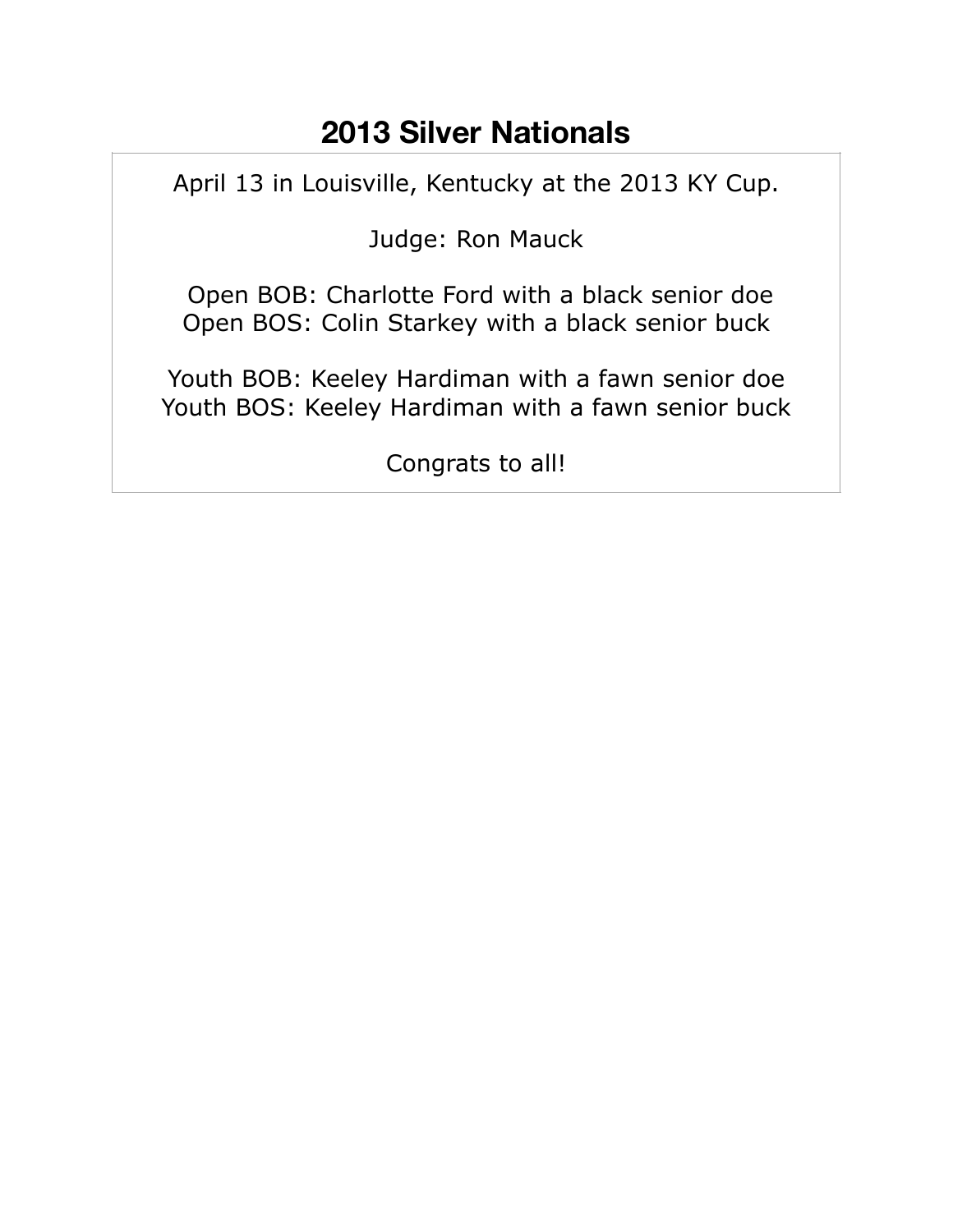# 2013 Silver Nationals

April 13 in Louisville, Kentucky at the 2013 KY Cup.

Judge: Ron Mauck

Open BOB: Charlotte Ford with a black senior doe
Open BOS: Colin Starkey with a black senior buck

Youth BOB: Keeley Hardiman with a fawn senior doe
Youth BOS: Keeley Hardiman with a fawn senior buck

Congrats to all!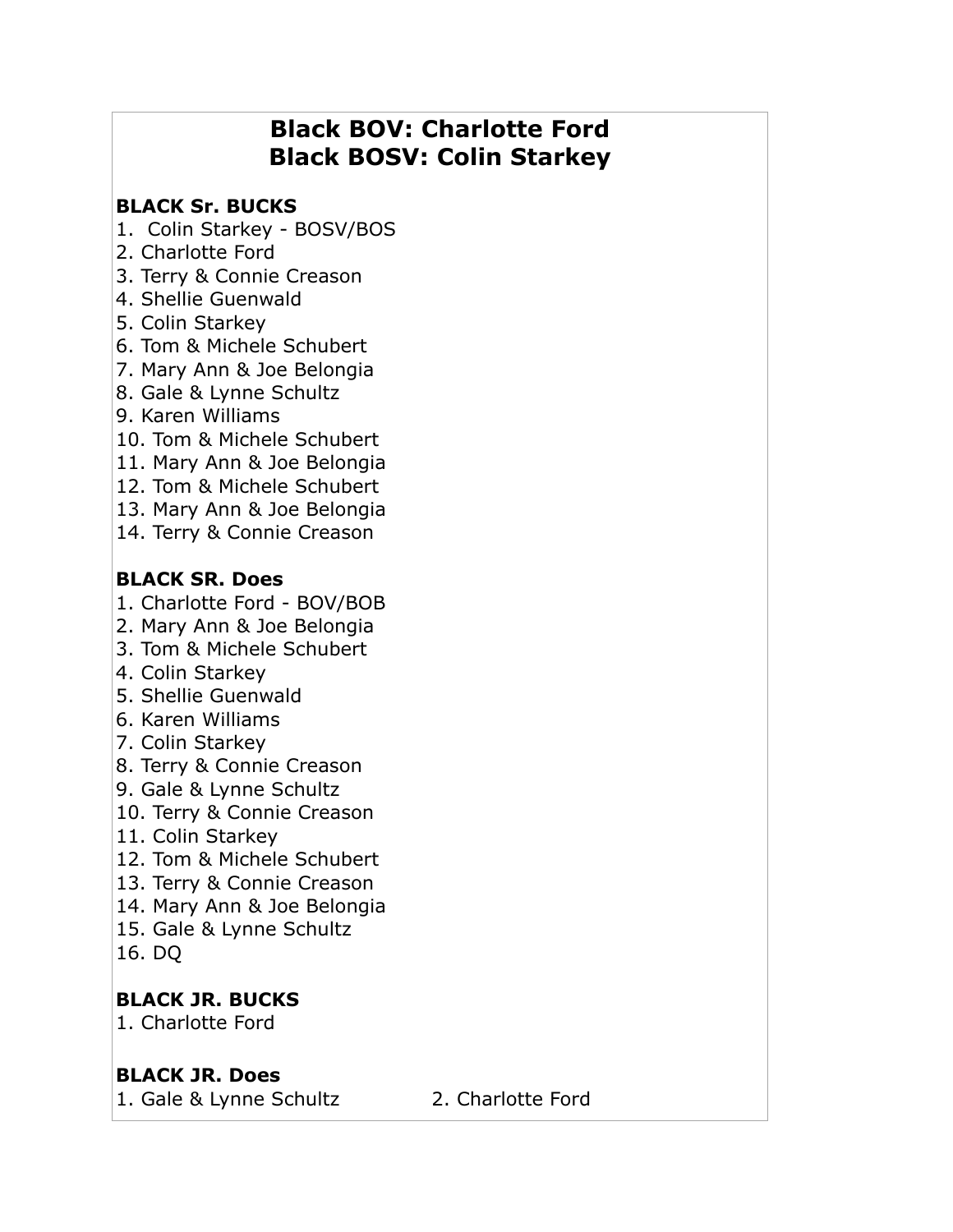# Black BOV: Charlotte Ford
# Black BOSV: Colin Starkey

**BLACK Sr. BUCKS**
1. Colin Starkey - BOSV/BOS
2. Charlotte Ford
3. Terry & Connie Creason
4. Shellie Guenwald
5. Colin Starkey
6. Tom & Michele Schubert
7. Mary Ann & Joe Belongia
8. Gale & Lynne Schultz
9. Karen Williams
10. Tom & Michele Schubert
11. Mary Ann & Joe Belongia
12. Tom & Michele Schubert
13. Mary Ann & Joe Belongia
14. Terry & Connie Creason

**BLACK SR. Does**
1. Charlotte Ford - BOV/BOB
2. Mary Ann & Joe Belongia
3. Tom & Michele Schubert
4. Colin Starkey
5. Shellie Guenwald
6. Karen Williams
7. Colin Starkey
8. Terry & Connie Creason
9. Gale & Lynne Schultz
10. Terry & Connie Creason
11. Colin Starkey
12. Tom & Michele Schubert
13. Terry & Connie Creason
14. Mary Ann & Joe Belongia
15. Gale & Lynne Schultz
16. DQ

**BLACK JR. BUCKS**
1. Charlotte Ford

**BLACK JR. Does**
1. Gale & Lynne Schultz
2. Charlotte Ford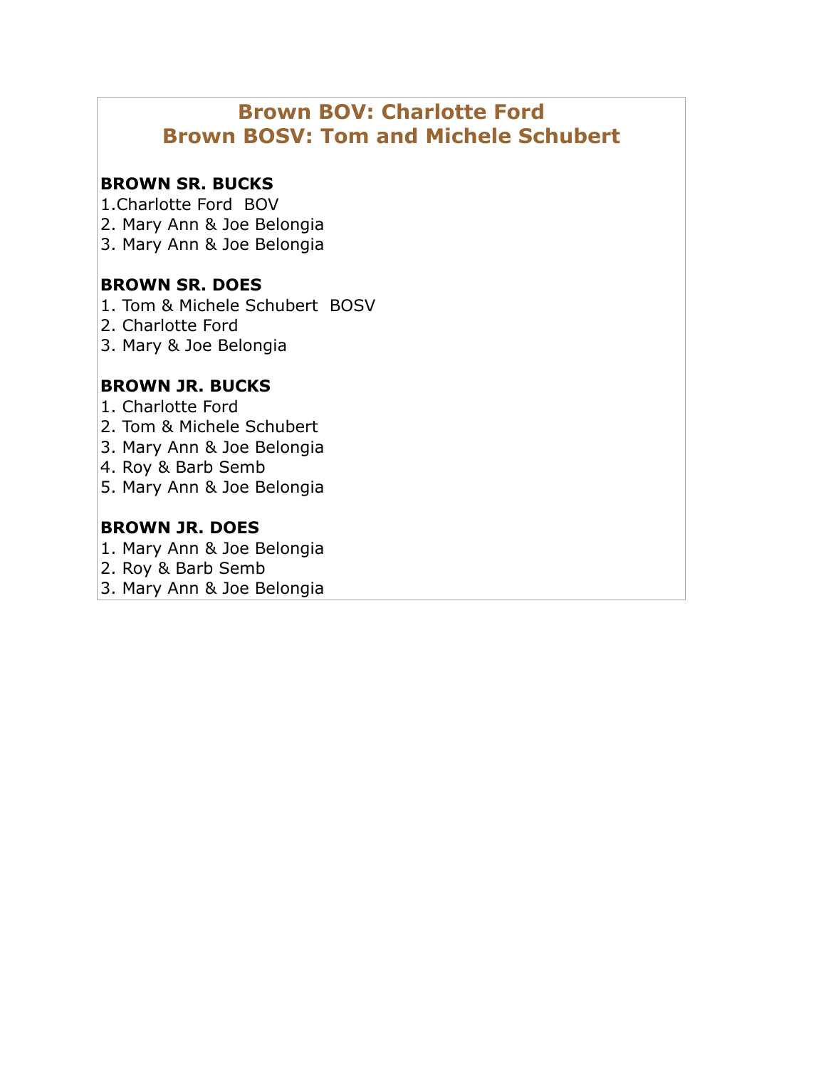## Brown BOV: Charlotte Ford
## Brown BOSV: Tom and Michele Schubert

**BROWN SR. BUCKS**

1.Charlotte Ford  BOV
2. Mary Ann & Joe Belongia
3. Mary Ann & Joe Belongia

**BROWN SR. DOES**

1. Tom & Michele Schubert  BOSV
2. Charlotte Ford
3. Mary & Joe Belongia

**BROWN JR. BUCKS**

1. Charlotte Ford
2. Tom & Michele Schubert
3. Mary Ann & Joe Belongia
4. Roy & Barb Semb
5. Mary Ann & Joe Belongia

**BROWN JR. DOES**

1. Mary Ann & Joe Belongia
2. Roy & Barb Semb
3. Mary Ann & Joe Belongia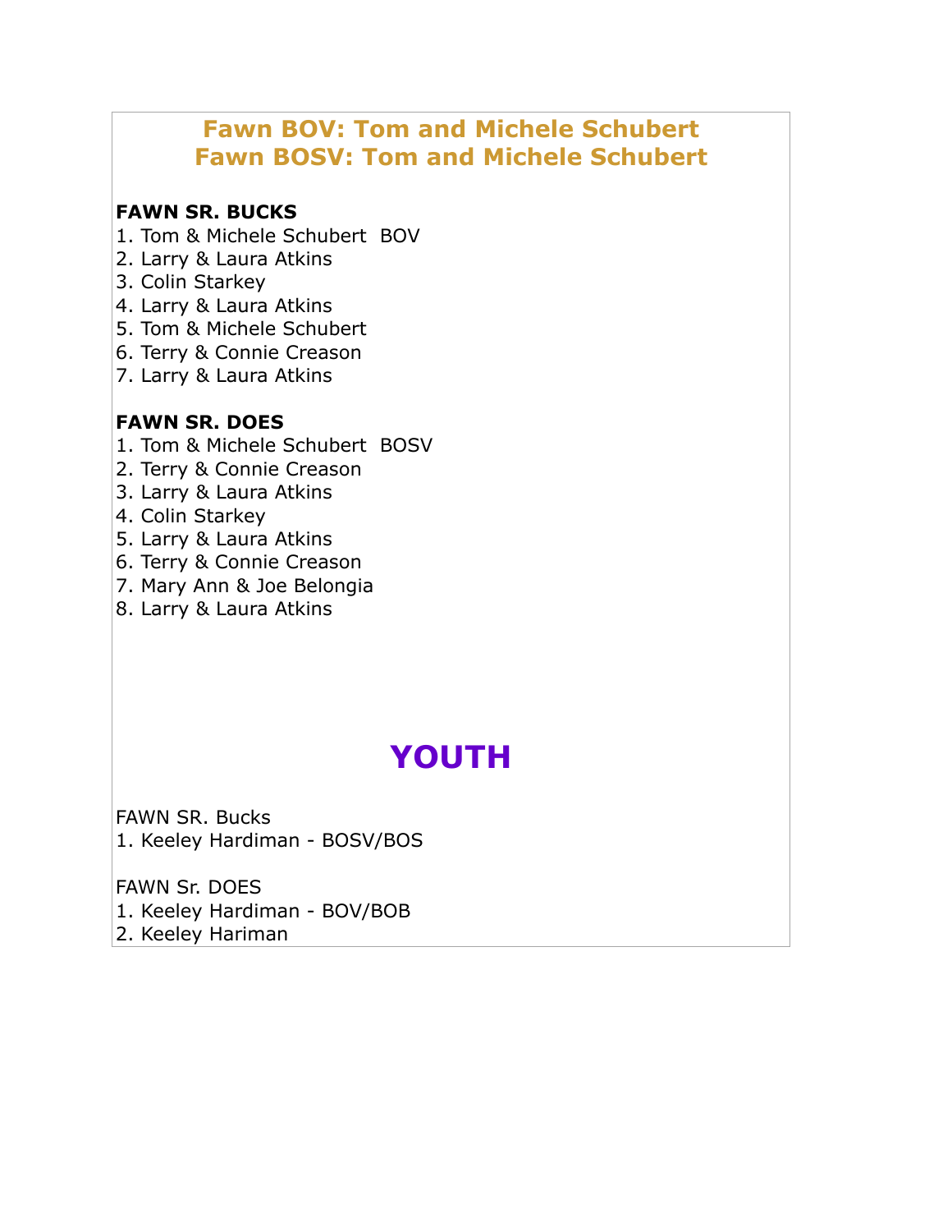## Fawn BOV: Tom and Michele Schubert
## Fawn BOSV: Tom and Michele Schubert

**FAWN SR. BUCKS**

1. Tom & Michele Schubert BOV
2. Larry & Laura Atkins
3. Colin Starkey
4. Larry & Laura Atkins
5. Tom & Michele Schubert
6. Terry & Connie Creason
7. Larry & Laura Atkins

**FAWN SR. DOES**

1. Tom & Michele Schubert BOSV
2. Terry & Connie Creason
3. Larry & Laura Atkins
4. Colin Starkey
5. Larry & Laura Atkins
6. Terry & Connie Creason
7. Mary Ann & Joe Belongia
8. Larry & Laura Atkins

# YOUTH

FAWN SR. Bucks

1. Keeley Hardiman - BOSV/BOS

FAWN Sr. DOES

1. Keeley Hardiman - BOV/BOB
2. Keeley Hariman